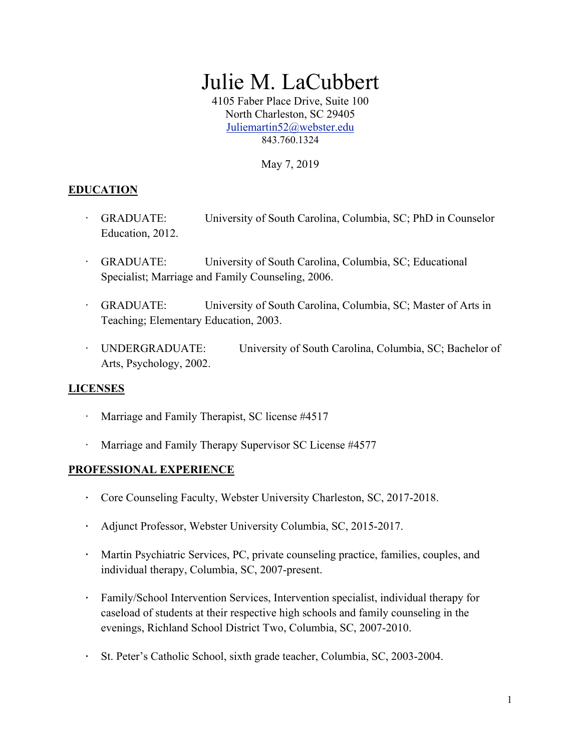# Julie M. LaCubbert

4105 Faber Place Drive, Suite 100
North Charleston, SC 29405
Juliemartin52@webster.edu
843.760.1324

May 7, 2019

## EDUCATION

- GRADUATE: University of South Carolina, Columbia, SC; PhD in Counselor Education, 2012.
- GRADUATE: University of South Carolina, Columbia, SC; Educational Specialist; Marriage and Family Counseling, 2006.
- GRADUATE: University of South Carolina, Columbia, SC; Master of Arts in Teaching; Elementary Education, 2003.
- UNDERGRADUATE: University of South Carolina, Columbia, SC; Bachelor of Arts, Psychology, 2002.

## LICENSES

- Marriage and Family Therapist, SC license #4517
- Marriage and Family Therapy Supervisor SC License #4577

## PROFESSIONAL EXPERIENCE

- Core Counseling Faculty, Webster University Charleston, SC, 2017-2018.
- Adjunct Professor, Webster University Columbia, SC, 2015-2017.
- Martin Psychiatric Services, PC, private counseling practice, families, couples, and individual therapy, Columbia, SC, 2007-present.
- Family/School Intervention Services, Intervention specialist, individual therapy for caseload of students at their respective high schools and family counseling in the evenings, Richland School District Two, Columbia, SC, 2007-2010.
- St. Peter's Catholic School, sixth grade teacher, Columbia, SC, 2003-2004.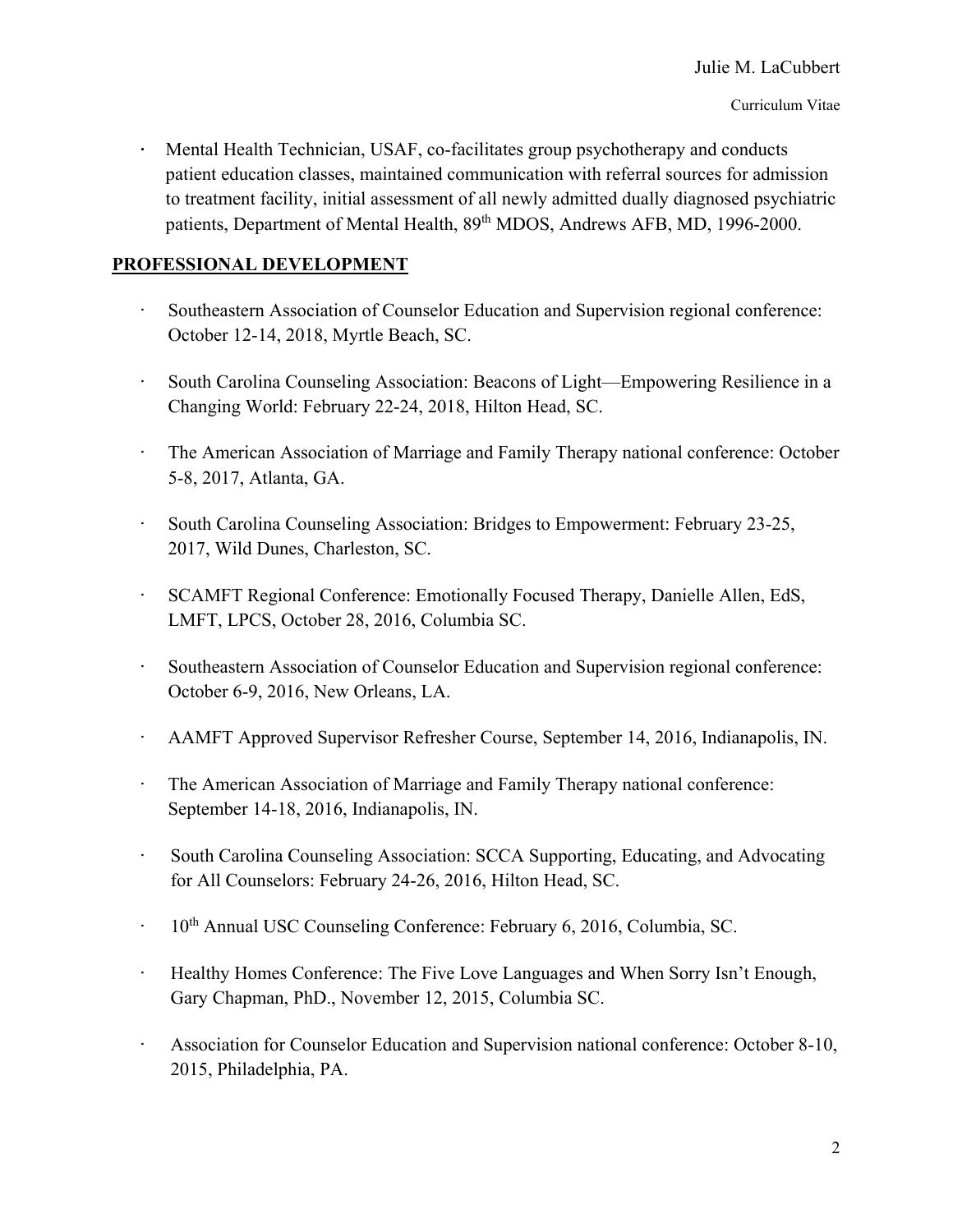- Mental Health Technician, USAF, co-facilitates group psychotherapy and conducts patient education classes, maintained communication with referral sources for admission to treatment facility, initial assessment of all newly admitted dually diagnosed psychiatric patients, Department of Mental Health, 89th MDOS, Andrews AFB, MD, 1996-2000.

## PROFESSIONAL DEVELOPMENT

- Southeastern Association of Counselor Education and Supervision regional conference: October 12-14, 2018, Myrtle Beach, SC.
- South Carolina Counseling Association: Beacons of Light—Empowering Resilience in a Changing World: February 22-24, 2018, Hilton Head, SC.
- The American Association of Marriage and Family Therapy national conference: October 5-8, 2017, Atlanta, GA.
- South Carolina Counseling Association: Bridges to Empowerment: February 23-25, 2017, Wild Dunes, Charleston, SC.
- SCAMFT Regional Conference: Emotionally Focused Therapy, Danielle Allen, EdS, LMFT, LPCS, October 28, 2016, Columbia SC.
- Southeastern Association of Counselor Education and Supervision regional conference: October 6-9, 2016, New Orleans, LA.
- AAMFT Approved Supervisor Refresher Course, September 14, 2016, Indianapolis, IN.
- The American Association of Marriage and Family Therapy national conference: September 14-18, 2016, Indianapolis, IN.
- South Carolina Counseling Association: SCCA Supporting, Educating, and Advocating for All Counselors: February 24-26, 2016, Hilton Head, SC.
- 10th Annual USC Counseling Conference: February 6, 2016, Columbia, SC.
- Healthy Homes Conference: The Five Love Languages and When Sorry Isn't Enough, Gary Chapman, PhD., November 12, 2015, Columbia SC.
- Association for Counselor Education and Supervision national conference: October 8-10, 2015, Philadelphia, PA.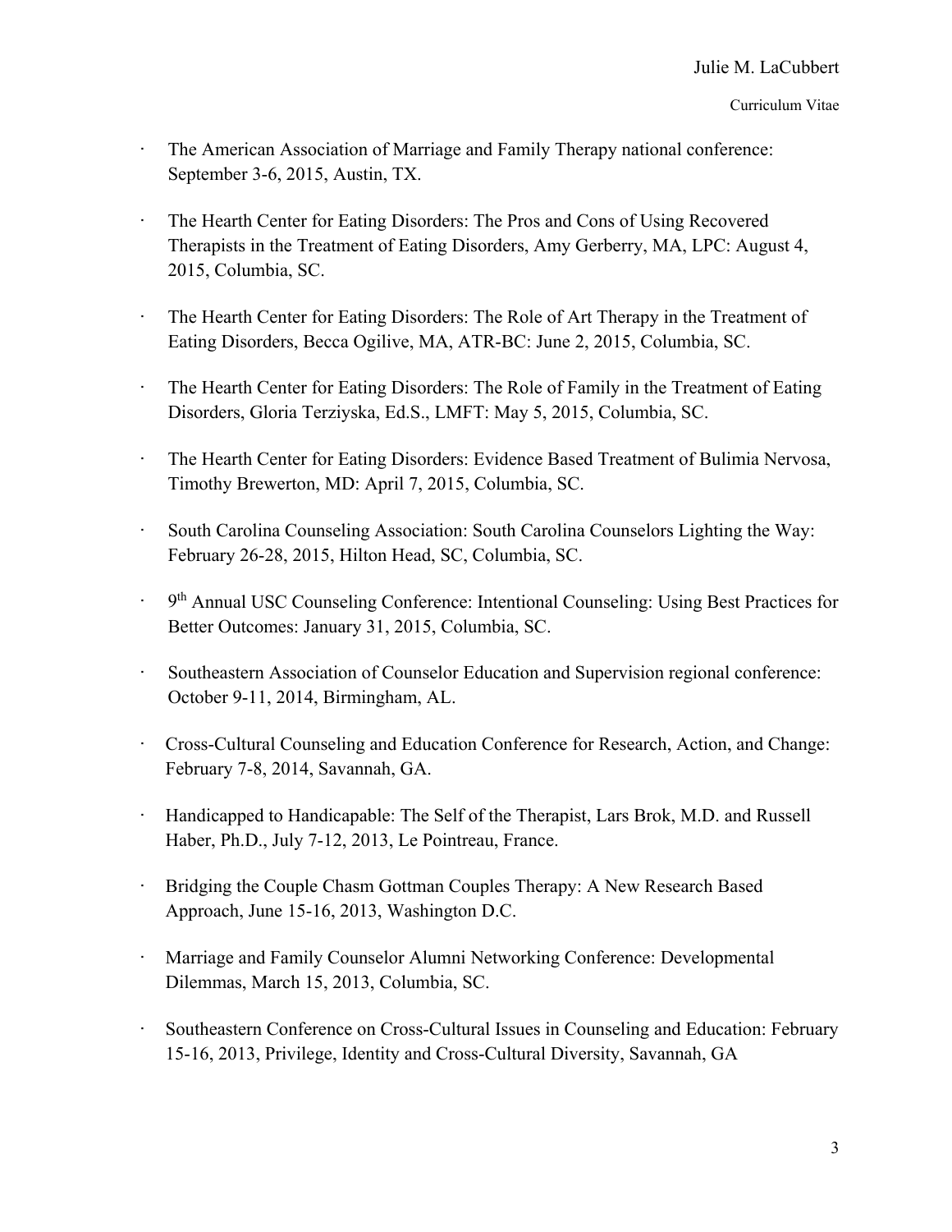- The American Association of Marriage and Family Therapy national conference: September 3-6, 2015, Austin, TX.

- The Hearth Center for Eating Disorders: The Pros and Cons of Using Recovered Therapists in the Treatment of Eating Disorders, Amy Gerberry, MA, LPC: August 4, 2015, Columbia, SC.

- The Hearth Center for Eating Disorders: The Role of Art Therapy in the Treatment of Eating Disorders, Becca Ogilive, MA, ATR-BC: June 2, 2015, Columbia, SC.

- The Hearth Center for Eating Disorders: The Role of Family in the Treatment of Eating Disorders, Gloria Terziyska, Ed.S., LMFT: May 5, 2015, Columbia, SC.

- The Hearth Center for Eating Disorders: Evidence Based Treatment of Bulimia Nervosa, Timothy Brewerton, MD: April 7, 2015, Columbia, SC.

- South Carolina Counseling Association: South Carolina Counselors Lighting the Way: February 26-28, 2015, Hilton Head, SC, Columbia, SC.

- 9th Annual USC Counseling Conference: Intentional Counseling: Using Best Practices for Better Outcomes: January 31, 2015, Columbia, SC.

- Southeastern Association of Counselor Education and Supervision regional conference: October 9-11, 2014, Birmingham, AL.

- Cross-Cultural Counseling and Education Conference for Research, Action, and Change: February 7-8, 2014, Savannah, GA.

- Handicapped to Handicapable: The Self of the Therapist, Lars Brok, M.D. and Russell Haber, Ph.D., July 7-12, 2013, Le Pointreau, France.

- Bridging the Couple Chasm Gottman Couples Therapy: A New Research Based Approach, June 15-16, 2013, Washington D.C.

- Marriage and Family Counselor Alumni Networking Conference: Developmental Dilemmas, March 15, 2013, Columbia, SC.

- Southeastern Conference on Cross-Cultural Issues in Counseling and Education: February 15-16, 2013, Privilege, Identity and Cross-Cultural Diversity, Savannah, GA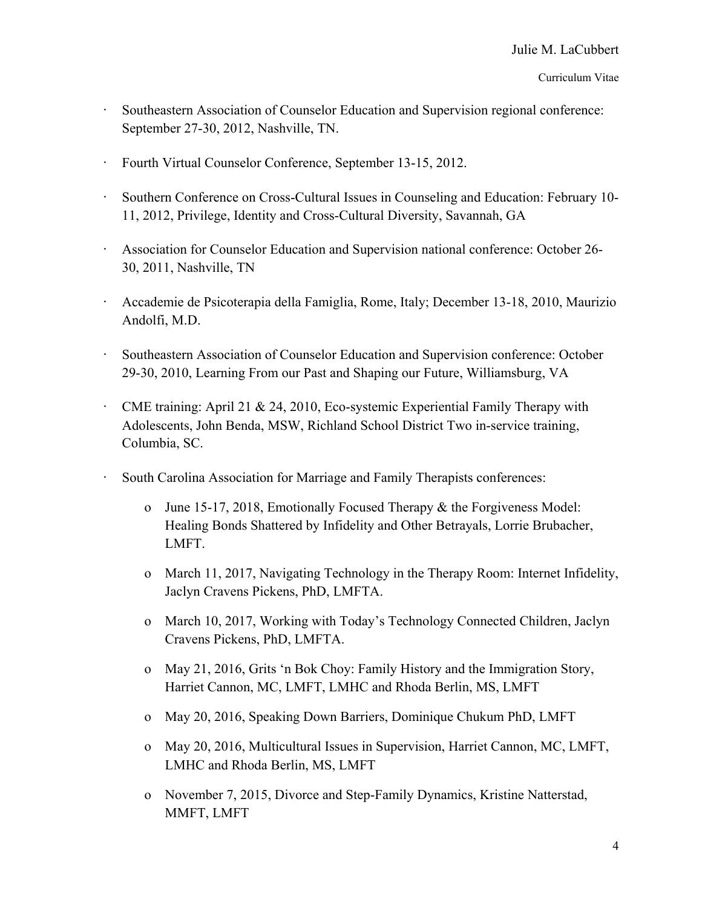- Southeastern Association of Counselor Education and Supervision regional conference: September 27-30, 2012, Nashville, TN.

- Fourth Virtual Counselor Conference, September 13-15, 2012.

- Southern Conference on Cross-Cultural Issues in Counseling and Education: February 10-11, 2012, Privilege, Identity and Cross-Cultural Diversity, Savannah, GA

- Association for Counselor Education and Supervision national conference: October 26-30, 2011, Nashville, TN

- Accademie de Psicoterapia della Famiglia, Rome, Italy; December 13-18, 2010, Maurizio Andolfi, M.D.

- Southeastern Association of Counselor Education and Supervision conference: October 29-30, 2010, Learning From our Past and Shaping our Future, Williamsburg, VA

- CME training: April 21 & 24, 2010, Eco-systemic Experiential Family Therapy with Adolescents, John Benda, MSW, Richland School District Two in-service training, Columbia, SC.

- South Carolina Association for Marriage and Family Therapists conferences:

    - June 15-17, 2018, Emotionally Focused Therapy & the Forgiveness Model: Healing Bonds Shattered by Infidelity and Other Betrayals, Lorrie Brubacher, LMFT.

    - March 11, 2017, Navigating Technology in the Therapy Room: Internet Infidelity, Jaclyn Cravens Pickens, PhD, LMFTA.

    - March 10, 2017, Working with Today's Technology Connected Children, Jaclyn Cravens Pickens, PhD, LMFTA.

    - May 21, 2016, Grits 'n Bok Choy: Family History and the Immigration Story, Harriet Cannon, MC, LMFT, LMHC and Rhoda Berlin, MS, LMFT

    - May 20, 2016, Speaking Down Barriers, Dominique Chukum PhD, LMFT

    - May 20, 2016, Multicultural Issues in Supervision, Harriet Cannon, MC, LMFT, LMHC and Rhoda Berlin, MS, LMFT

    - November 7, 2015, Divorce and Step-Family Dynamics, Kristine Natterstad, MMFT, LMFT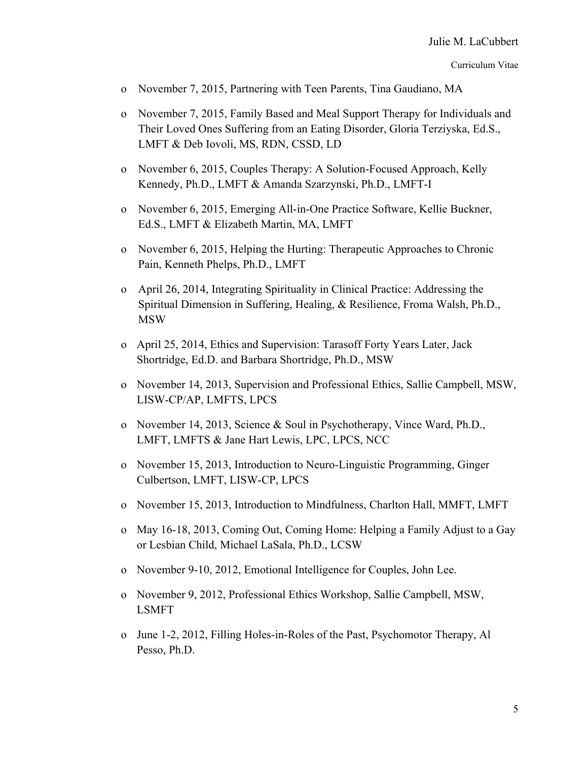- November 7, 2015, Partnering with Teen Parents, Tina Gaudiano, MA
- November 7, 2015, Family Based and Meal Support Therapy for Individuals and Their Loved Ones Suffering from an Eating Disorder, Gloria Terziyska, Ed.S., LMFT & Deb Iovoli, MS, RDN, CSSD, LD
- November 6, 2015, Couples Therapy: A Solution-Focused Approach, Kelly Kennedy, Ph.D., LMFT & Amanda Szarzynski, Ph.D., LMFT-I
- November 6, 2015, Emerging All-in-One Practice Software, Kellie Buckner, Ed.S., LMFT & Elizabeth Martin, MA, LMFT
- November 6, 2015, Helping the Hurting: Therapeutic Approaches to Chronic Pain, Kenneth Phelps, Ph.D., LMFT
- April 26, 2014, Integrating Spirituality in Clinical Practice: Addressing the Spiritual Dimension in Suffering, Healing, & Resilience, Froma Walsh, Ph.D., MSW
- April 25, 2014, Ethics and Supervision: Tarasoff Forty Years Later, Jack Shortridge, Ed.D. and Barbara Shortridge, Ph.D., MSW
- November 14, 2013, Supervision and Professional Ethics, Sallie Campbell, MSW, LISW-CP/AP, LMFTS, LPCS
- November 14, 2013, Science & Soul in Psychotherapy, Vince Ward, Ph.D., LMFT, LMFTS & Jane Hart Lewis, LPC, LPCS, NCC
- November 15, 2013, Introduction to Neuro-Linguistic Programming, Ginger Culbertson, LMFT, LISW-CP, LPCS
- November 15, 2013, Introduction to Mindfulness, Charlton Hall, MMFT, LMFT
- May 16-18, 2013, Coming Out, Coming Home: Helping a Family Adjust to a Gay or Lesbian Child, Michael LaSala, Ph.D., LCSW
- November 9-10, 2012, Emotional Intelligence for Couples, John Lee.
- November 9, 2012, Professional Ethics Workshop, Sallie Campbell, MSW, LSMFT
- June 1-2, 2012, Filling Holes-in-Roles of the Past, Psychomotor Therapy, Al Pesso, Ph.D.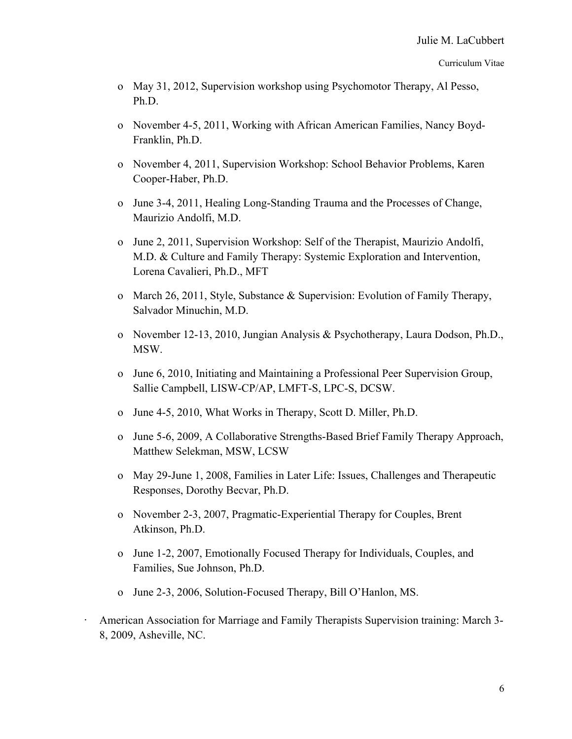- May 31, 2012, Supervision workshop using Psychomotor Therapy, Al Pesso, Ph.D.
  - November 4-5, 2011, Working with African American Families, Nancy Boyd-Franklin, Ph.D.
  - November 4, 2011, Supervision Workshop: School Behavior Problems, Karen Cooper-Haber, Ph.D.
  - June 3-4, 2011, Healing Long-Standing Trauma and the Processes of Change, Maurizio Andolfi, M.D.
  - June 2, 2011, Supervision Workshop: Self of the Therapist, Maurizio Andolfi, M.D. & Culture and Family Therapy: Systemic Exploration and Intervention, Lorena Cavalieri, Ph.D., MFT
  - March 26, 2011, Style, Substance & Supervision: Evolution of Family Therapy, Salvador Minuchin, M.D.
  - November 12-13, 2010, Jungian Analysis & Psychotherapy, Laura Dodson, Ph.D., MSW.
  - June 6, 2010, Initiating and Maintaining a Professional Peer Supervision Group, Sallie Campbell, LISW-CP/AP, LMFT-S, LPC-S, DCSW.
  - June 4-5, 2010, What Works in Therapy, Scott D. Miller, Ph.D.
  - June 5-6, 2009, A Collaborative Strengths-Based Brief Family Therapy Approach, Matthew Selekman, MSW, LCSW
  - May 29-June 1, 2008, Families in Later Life: Issues, Challenges and Therapeutic Responses, Dorothy Becvar, Ph.D.
  - November 2-3, 2007, Pragmatic-Experiential Therapy for Couples, Brent Atkinson, Ph.D.
  - June 1-2, 2007, Emotionally Focused Therapy for Individuals, Couples, and Families, Sue Johnson, Ph.D.
  - June 2-3, 2006, Solution-Focused Therapy, Bill O'Hanlon, MS.

- American Association for Marriage and Family Therapists Supervision training: March 3-8, 2009, Asheville, NC.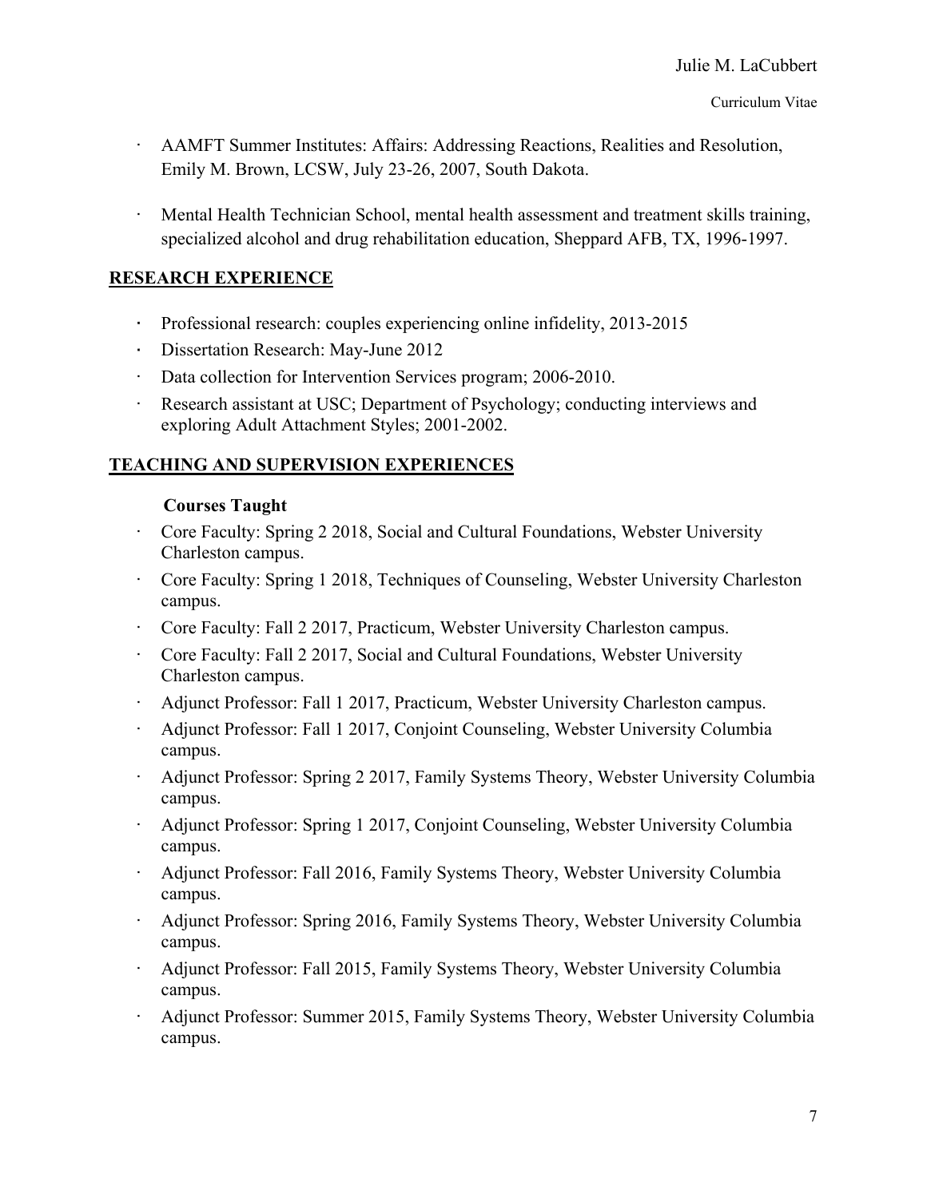- AAMFT Summer Institutes: Affairs: Addressing Reactions, Realities and Resolution, Emily M. Brown, LCSW, July 23-26, 2007, South Dakota.

- Mental Health Technician School, mental health assessment and treatment skills training, specialized alcohol and drug rehabilitation education, Sheppard AFB, TX, 1996-1997.

## RESEARCH EXPERIENCE

- Professional research: couples experiencing online infidelity, 2013-2015
- Dissertation Research: May-June 2012
- Data collection for Intervention Services program; 2006-2010.
- Research assistant at USC; Department of Psychology; conducting interviews and exploring Adult Attachment Styles; 2001-2002.

## TEACHING AND SUPERVISION EXPERIENCES

### Courses Taught

- Core Faculty: Spring 2 2018, Social and Cultural Foundations, Webster University Charleston campus.
- Core Faculty: Spring 1 2018, Techniques of Counseling, Webster University Charleston campus.
- Core Faculty: Fall 2 2017, Practicum, Webster University Charleston campus.
- Core Faculty: Fall 2 2017, Social and Cultural Foundations, Webster University Charleston campus.
- Adjunct Professor: Fall 1 2017, Practicum, Webster University Charleston campus.
- Adjunct Professor: Fall 1 2017, Conjoint Counseling, Webster University Columbia campus.
- Adjunct Professor: Spring 2 2017, Family Systems Theory, Webster University Columbia campus.
- Adjunct Professor: Spring 1 2017, Conjoint Counseling, Webster University Columbia campus.
- Adjunct Professor: Fall 2016, Family Systems Theory, Webster University Columbia campus.
- Adjunct Professor: Spring 2016, Family Systems Theory, Webster University Columbia campus.
- Adjunct Professor: Fall 2015, Family Systems Theory, Webster University Columbia campus.
- Adjunct Professor: Summer 2015, Family Systems Theory, Webster University Columbia campus.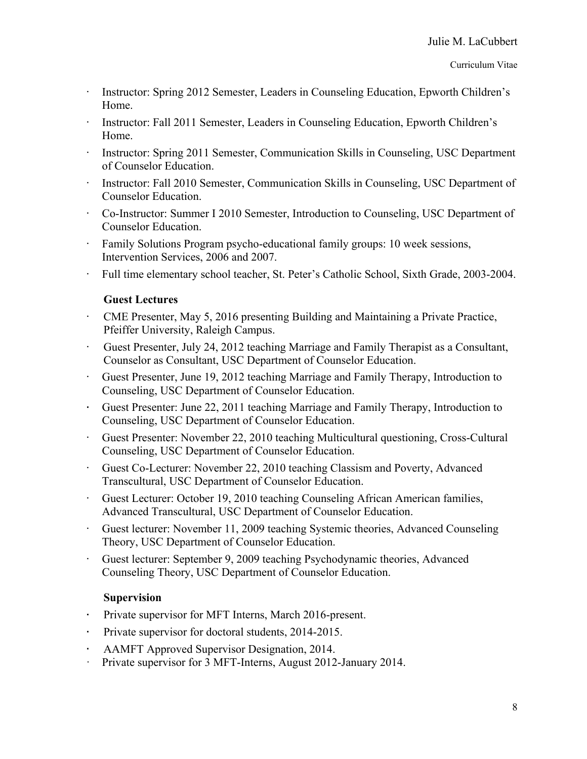- Instructor: Spring 2012 Semester, Leaders in Counseling Education, Epworth Children's Home.
- Instructor: Fall 2011 Semester, Leaders in Counseling Education, Epworth Children's Home.
- Instructor: Spring 2011 Semester, Communication Skills in Counseling, USC Department of Counselor Education.
- Instructor: Fall 2010 Semester, Communication Skills in Counseling, USC Department of Counselor Education.
- Co-Instructor: Summer I 2010 Semester, Introduction to Counseling, USC Department of Counselor Education.
- Family Solutions Program psycho-educational family groups: 10 week sessions, Intervention Services, 2006 and 2007.
- Full time elementary school teacher, St. Peter's Catholic School, Sixth Grade, 2003-2004.

**Guest Lectures**

- CME Presenter, May 5, 2016 presenting Building and Maintaining a Private Practice, Pfeiffer University, Raleigh Campus.
- Guest Presenter, July 24, 2012 teaching Marriage and Family Therapist as a Consultant, Counselor as Consultant, USC Department of Counselor Education.
- Guest Presenter, June 19, 2012 teaching Marriage and Family Therapy, Introduction to Counseling, USC Department of Counselor Education.
- Guest Presenter: June 22, 2011 teaching Marriage and Family Therapy, Introduction to Counseling, USC Department of Counselor Education.
- Guest Presenter: November 22, 2010 teaching Multicultural questioning, Cross-Cultural Counseling, USC Department of Counselor Education.
- Guest Co-Lecturer: November 22, 2010 teaching Classism and Poverty, Advanced Transcultural, USC Department of Counselor Education.
- Guest Lecturer: October 19, 2010 teaching Counseling African American families, Advanced Transcultural, USC Department of Counselor Education.
- Guest lecturer: November 11, 2009 teaching Systemic theories, Advanced Counseling Theory, USC Department of Counselor Education.
- Guest lecturer: September 9, 2009 teaching Psychodynamic theories, Advanced Counseling Theory, USC Department of Counselor Education.

**Supervision**

- Private supervisor for MFT Interns, March 2016-present.
- Private supervisor for doctoral students, 2014-2015.
- AAMFT Approved Supervisor Designation, 2014.
- Private supervisor for 3 MFT-Interns, August 2012-January 2014.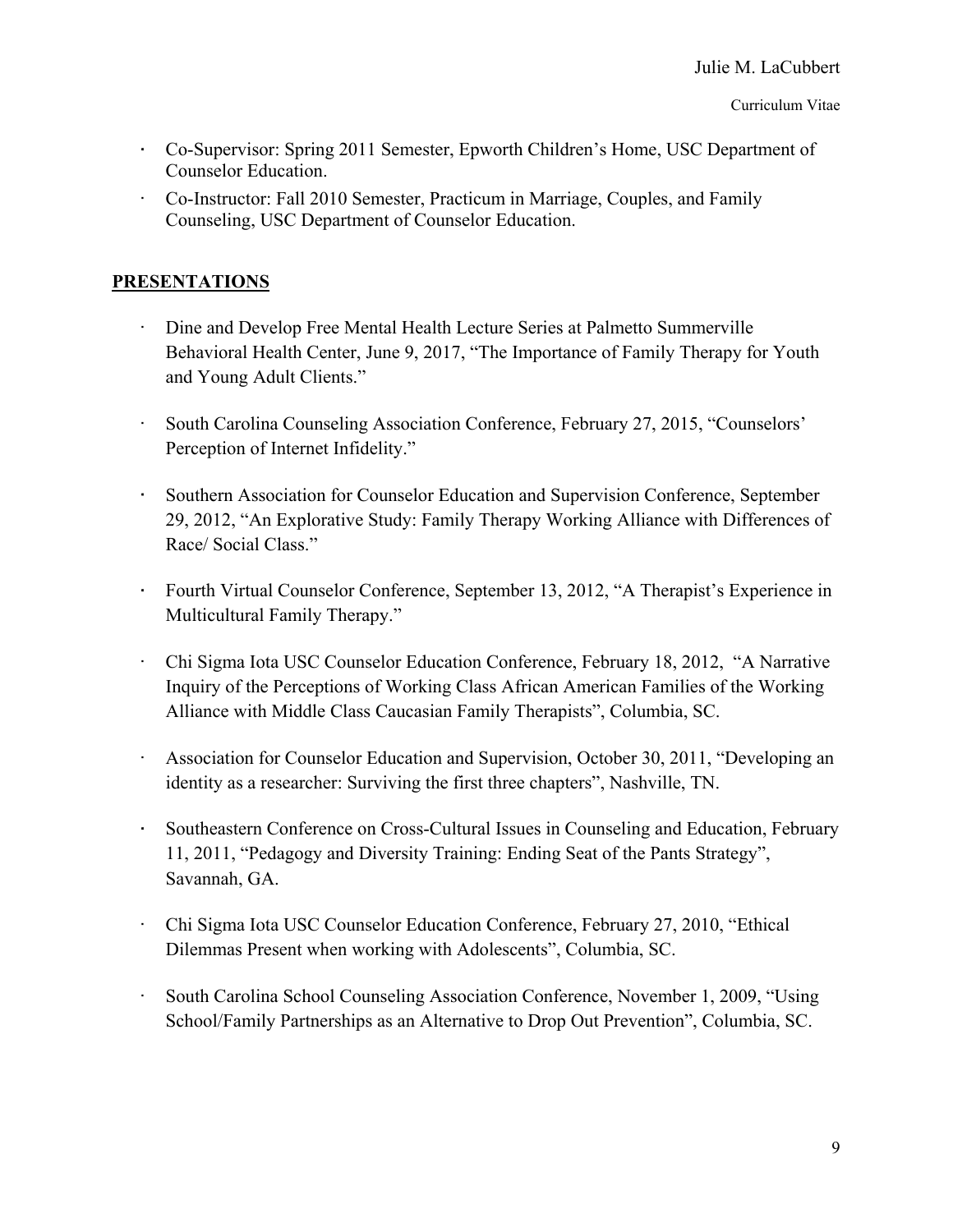- Co-Supervisor: Spring 2011 Semester, Epworth Children's Home, USC Department of Counselor Education.
- Co-Instructor: Fall 2010 Semester, Practicum in Marriage, Couples, and Family Counseling, USC Department of Counselor Education.

## PRESENTATIONS

- Dine and Develop Free Mental Health Lecture Series at Palmetto Summerville Behavioral Health Center, June 9, 2017, "The Importance of Family Therapy for Youth and Young Adult Clients."

- South Carolina Counseling Association Conference, February 27, 2015, "Counselors' Perception of Internet Infidelity."

- Southern Association for Counselor Education and Supervision Conference, September 29, 2012, "An Explorative Study: Family Therapy Working Alliance with Differences of Race/ Social Class."

- Fourth Virtual Counselor Conference, September 13, 2012, "A Therapist's Experience in Multicultural Family Therapy."

- Chi Sigma Iota USC Counselor Education Conference, February 18, 2012, "A Narrative Inquiry of the Perceptions of Working Class African American Families of the Working Alliance with Middle Class Caucasian Family Therapists", Columbia, SC.

- Association for Counselor Education and Supervision, October 30, 2011, "Developing an identity as a researcher: Surviving the first three chapters", Nashville, TN.

- Southeastern Conference on Cross-Cultural Issues in Counseling and Education, February 11, 2011, "Pedagogy and Diversity Training: Ending Seat of the Pants Strategy", Savannah, GA.

- Chi Sigma Iota USC Counselor Education Conference, February 27, 2010, "Ethical Dilemmas Present when working with Adolescents", Columbia, SC.

- South Carolina School Counseling Association Conference, November 1, 2009, "Using School/Family Partnerships as an Alternative to Drop Out Prevention", Columbia, SC.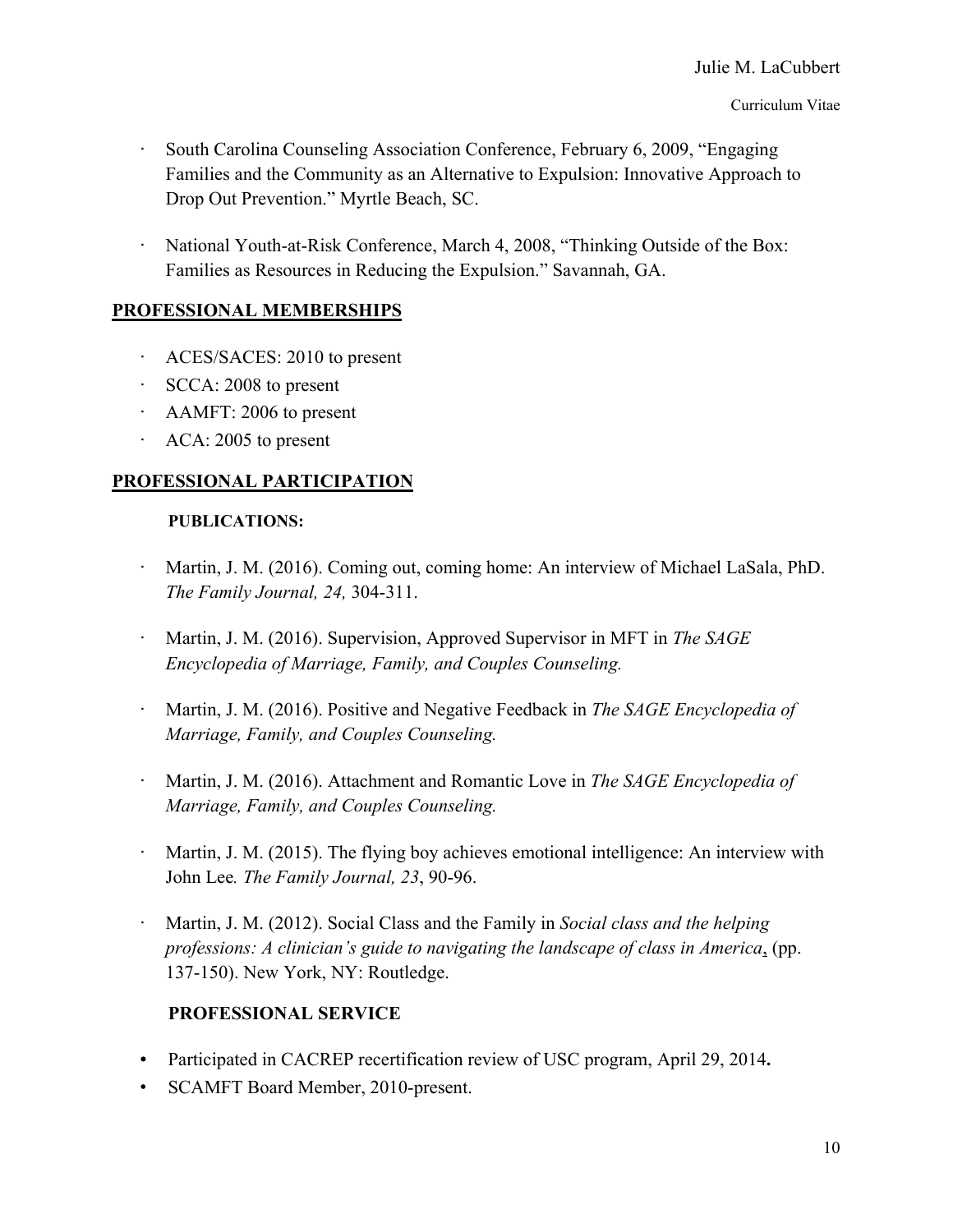- South Carolina Counseling Association Conference, February 6, 2009, "Engaging Families and the Community as an Alternative to Expulsion: Innovative Approach to Drop Out Prevention." Myrtle Beach, SC.

- National Youth-at-Risk Conference, March 4, 2008, "Thinking Outside of the Box: Families as Resources in Reducing the Expulsion." Savannah, GA.

## PROFESSIONAL MEMBERSHIPS

- ACES/SACES: 2010 to present
- SCCA: 2008 to present
- AAMFT: 2006 to present
- ACA: 2005 to present

## PROFESSIONAL PARTICIPATION

### PUBLICATIONS:

- Martin, J. M. (2016). Coming out, coming home: An interview of Michael LaSala, PhD. *The Family Journal, 24,* 304-311.

- Martin, J. M. (2016). Supervision, Approved Supervisor in MFT in *The SAGE Encyclopedia of Marriage, Family, and Couples Counseling.*

- Martin, J. M. (2016). Positive and Negative Feedback in *The SAGE Encyclopedia of Marriage, Family, and Couples Counseling.*

- Martin, J. M. (2016). Attachment and Romantic Love in *The SAGE Encyclopedia of Marriage, Family, and Couples Counseling.*

- Martin, J. M. (2015). The flying boy achieves emotional intelligence: An interview with John Lee*. The Family Journal, 23*, 90-96.

- Martin, J. M. (2012). Social Class and the Family in *Social class and the helping professions: A clinician's guide to navigating the landscape of class in America*, (pp. 137-150). New York, NY: Routledge.

### PROFESSIONAL SERVICE

- Participated in CACREP recertification review of USC program, April 29, 2014**.**
- SCAMFT Board Member, 2010-present.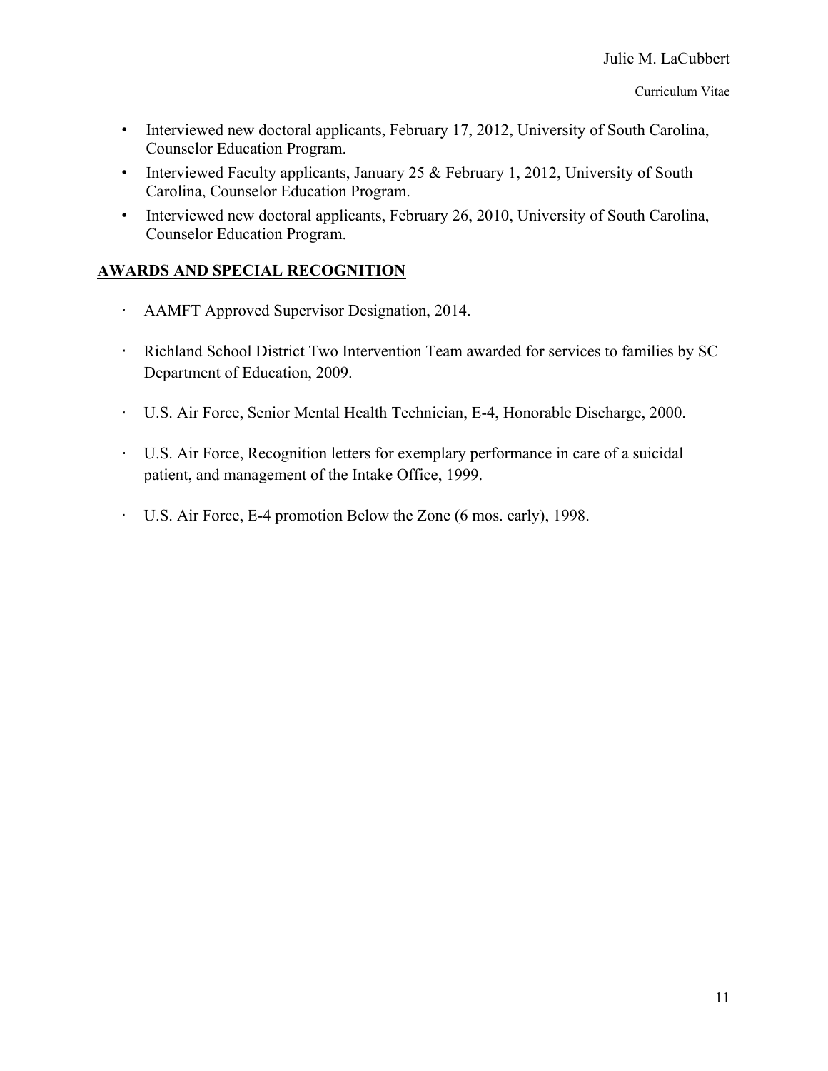- Interviewed new doctoral applicants, February 17, 2012, University of South Carolina, Counselor Education Program.
- Interviewed Faculty applicants, January 25 & February 1, 2012, University of South Carolina, Counselor Education Program.
- Interviewed new doctoral applicants, February 26, 2010, University of South Carolina, Counselor Education Program.

## AWARDS AND SPECIAL RECOGNITION

- AAMFT Approved Supervisor Designation, 2014.
- Richland School District Two Intervention Team awarded for services to families by SC Department of Education, 2009.
- U.S. Air Force, Senior Mental Health Technician, E-4, Honorable Discharge, 2000.
- U.S. Air Force, Recognition letters for exemplary performance in care of a suicidal patient, and management of the Intake Office, 1999.
- U.S. Air Force, E-4 promotion Below the Zone (6 mos. early), 1998.